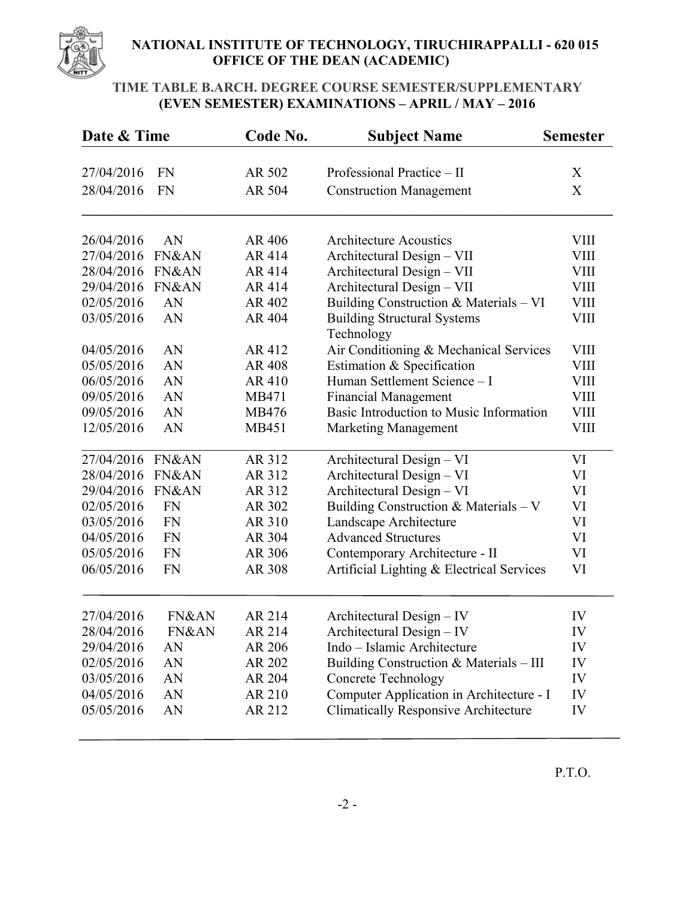**NATIONAL INSTITUTE OF TECHNOLOGY, TIRUCHIRAPPALLI - 620 015**
**OFFICE OF THE DEAN (ACADEMIC)**

## TIME TABLE B.ARCH. DEGREE COURSE SEMESTER/SUPPLEMENTARY (EVEN SEMESTER) EXAMINATIONS – APRIL / MAY – 2016

| Date & Time | | Code No. | Subject Name | Semester |
|---|---|---|---|---|
| 27/04/2016 | FN | AR 502 | Professional Practice – II | X |
| 28/04/2016 | FN | AR 504 | Construction Management | X |
| 26/04/2016 | AN | AR 406 | Architecture Acoustics | VIII |
| 27/04/2016 | FN&AN | AR 414 | Architectural Design – VII | VIII |
| 28/04/2016 | FN&AN | AR 414 | Architectural Design – VII | VIII |
| 29/04/2016 | FN&AN | AR 414 | Architectural Design – VII | VIII |
| 02/05/2016 | AN | AR 402 | Building Construction & Materials – VI | VIII |
| 03/05/2016 | AN | AR 404 | Building Structural Systems Technology | VIII |
| 04/05/2016 | AN | AR 412 | Air Conditioning & Mechanical Services | VIII |
| 05/05/2016 | AN | AR 408 | Estimation & Specification | VIII |
| 06/05/2016 | AN | AR 410 | Human Settlement Science – I | VIII |
| 09/05/2016 | AN | MB471 | Financial Management | VIII |
| 09/05/2016 | AN | MB476 | Basic Introduction to Music Information | VIII |
| 12/05/2016 | AN | MB451 | Marketing Management | VIII |
| 27/04/2016 | FN&AN | AR 312 | Architectural Design – VI | VI |
| 28/04/2016 | FN&AN | AR 312 | Architectural Design – VI | VI |
| 29/04/2016 | FN&AN | AR 312 | Architectural Design – VI | VI |
| 02/05/2016 | FN | AR 302 | Building Construction & Materials – V | VI |
| 03/05/2016 | FN | AR 310 | Landscape Architecture | VI |
| 04/05/2016 | FN | AR 304 | Advanced Structures | VI |
| 05/05/2016 | FN | AR 306 | Contemporary Architecture - II | VI |
| 06/05/2016 | FN | AR 308 | Artificial Lighting & Electrical Services | VI |
| 27/04/2016 | FN&AN | AR 214 | Architectural Design – IV | IV |
| 28/04/2016 | FN&AN | AR 214 | Architectural Design – IV | IV |
| 29/04/2016 | AN | AR 206 | Indo – Islamic Architecture | IV |
| 02/05/2016 | AN | AR 202 | Building Construction & Materials – III | IV |
| 03/05/2016 | AN | AR 204 | Concrete Technology | IV |
| 04/05/2016 | AN | AR 210 | Computer Application in Architecture - I | IV |
| 05/05/2016 | AN | AR 212 | Climatically Responsive Architecture | IV |

P.T.O.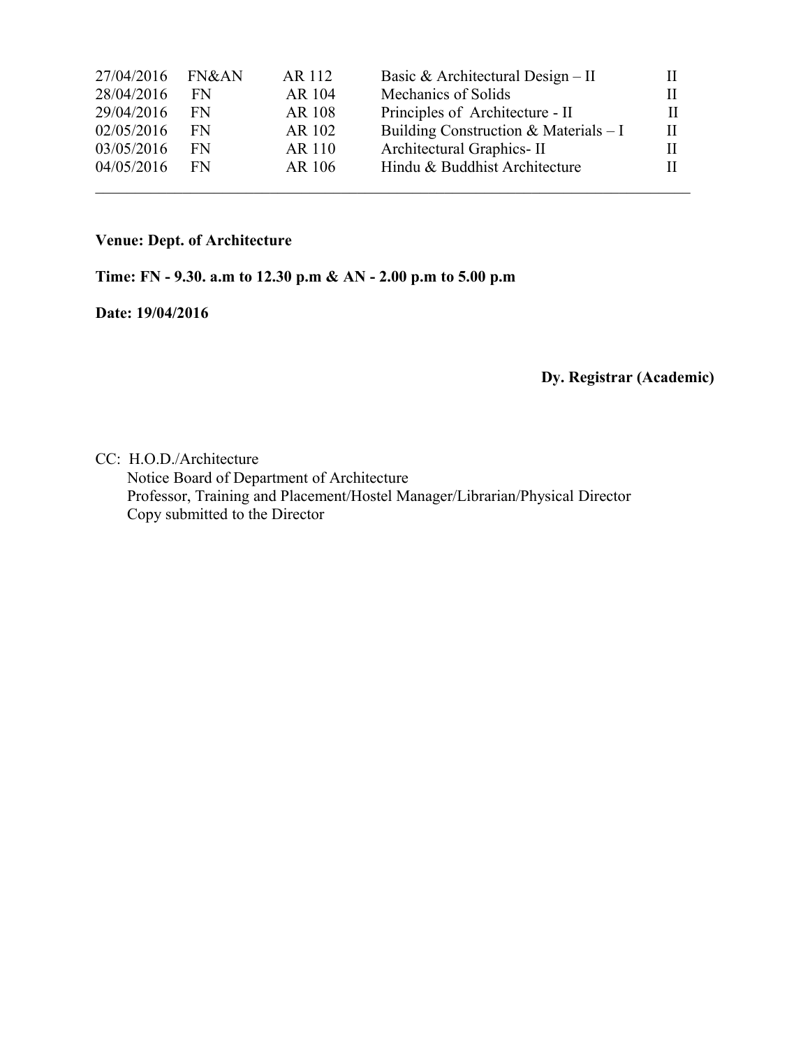| | | | | |
|---|---|---|---|---|
| 27/04/2016 | FN&AN | AR 112 | Basic & Architectural Design – II | II |
| 28/04/2016 | FN | AR 104 | Mechanics of Solids | II |
| 29/04/2016 | FN | AR 108 | Principles of Architecture - II | II |
| 02/05/2016 | FN | AR 102 | Building Construction & Materials – I | II |
| 03/05/2016 | FN | AR 110 | Architectural Graphics- II | II |
| 04/05/2016 | FN | AR 106 | Hindu & Buddhist Architecture | II |

**Venue: Dept. of Architecture**

**Time: FN - 9.30. a.m to 12.30 p.m & AN - 2.00 p.m to 5.00 p.m**

**Date: 19/04/2016**

**Dy. Registrar (Academic)**

CC: H.O.D./Architecture
Notice Board of Department of Architecture
Professor, Training and Placement/Hostel Manager/Librarian/Physical Director
Copy submitted to the Director